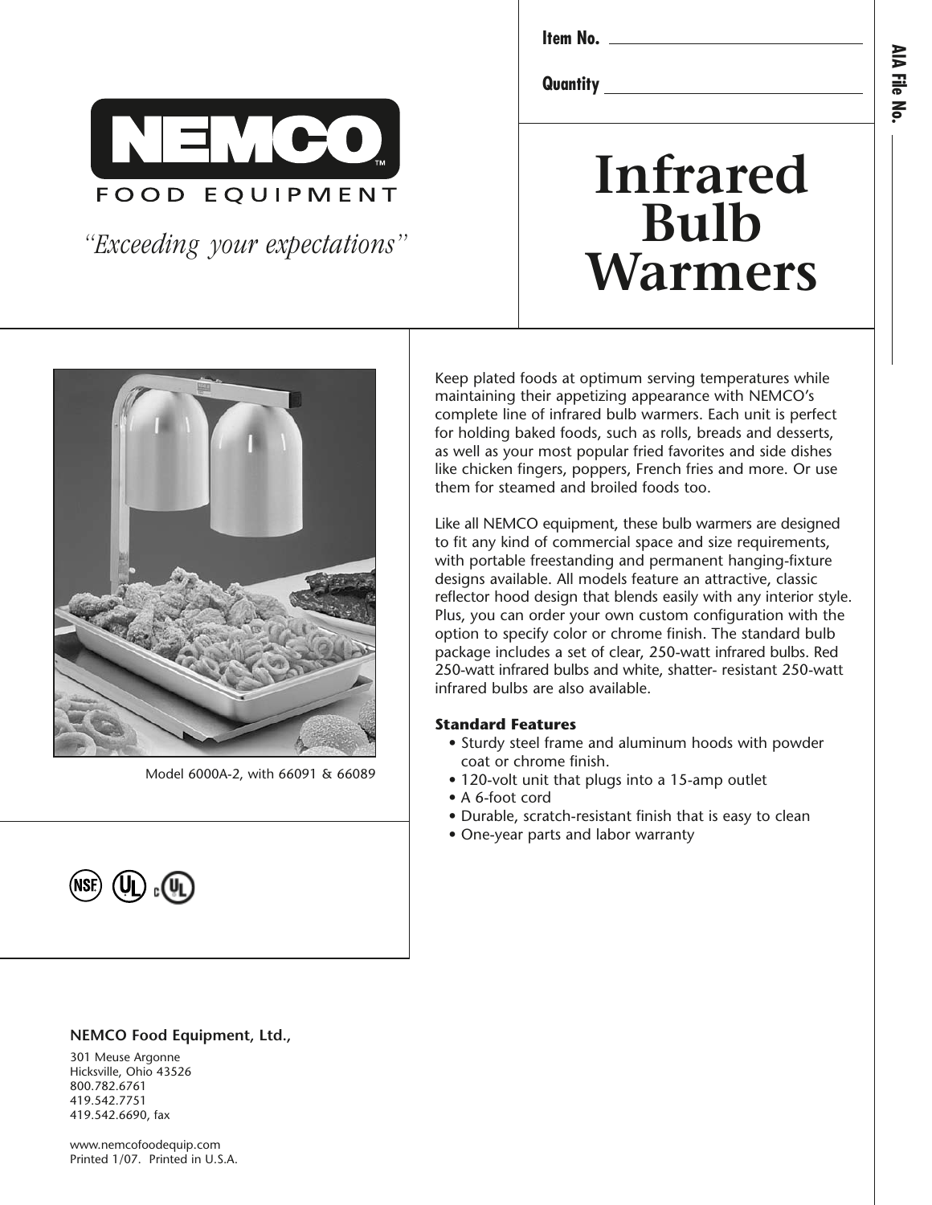Item No. ____________________

Quantity ____________________

AIA File No. ____________________

**NEMCO**
FOOD EQUIPMENT

*"Exceeding your expectations"*

# Infrared Bulb Warmers

Model 6000A-2, with 66091 & 66089

Keep plated foods at optimum serving temperatures while maintaining their appetizing appearance with NEMCO's complete line of infrared bulb warmers. Each unit is perfect for holding baked foods, such as rolls, breads and desserts, as well as your most popular fried favorites and side dishes like chicken fingers, poppers, French fries and more. Or use them for steamed and broiled foods too.

Like all NEMCO equipment, these bulb warmers are designed to fit any kind of commercial space and size requirements, with portable freestanding and permanent hanging-fixture designs available. All models feature an attractive, classic reflector hood design that blends easily with any interior style. Plus, you can order your own custom configuration with the option to specify color or chrome finish. The standard bulb package includes a set of clear, 250-watt infrared bulbs. Red 250-watt infrared bulbs and white, shatter- resistant 250-watt infrared bulbs are also available.

**Standard Features**

- Sturdy steel frame and aluminum hoods with powder coat or chrome finish.
- 120-volt unit that plugs into a 15-amp outlet
- A 6-foot cord
- Durable, scratch-resistant finish that is easy to clean
- One-year parts and labor warranty

**NEMCO Food Equipment, Ltd.,**

301 Meuse Argonne
Hicksville, Ohio 43526
800.782.6761
419.542.7751
419.542.6690, fax

www.nemcofoodequip.com
Printed 1/07. Printed in U.S.A.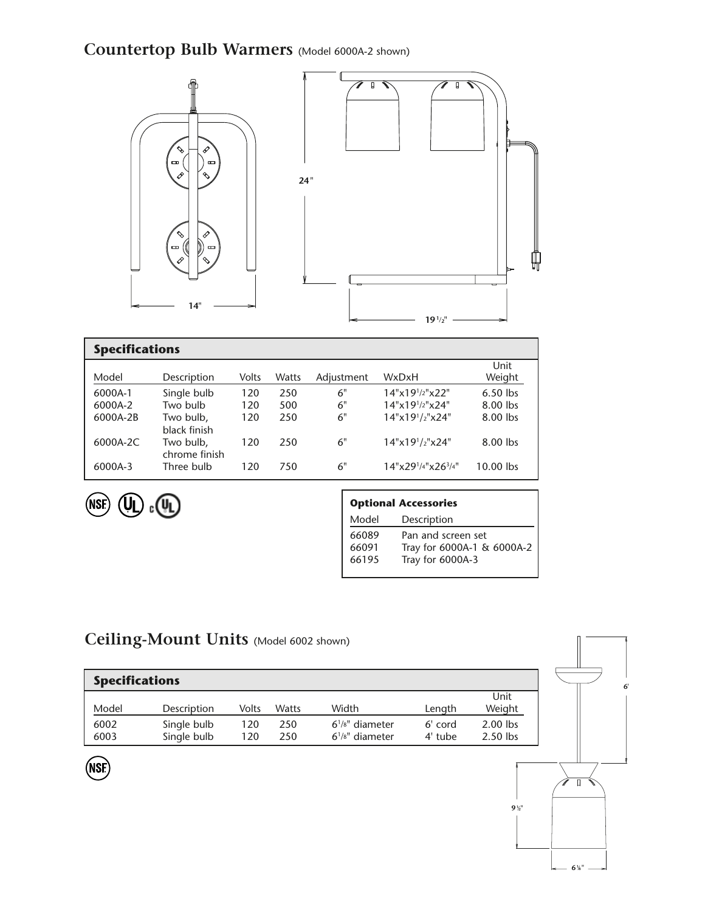## Countertop Bulb Warmers (Model 6000A-2 shown)

### Specifications

| Model | Description | Volts | Watts | Adjustment | WxDxH | Unit Weight |
|---|---|---|---|---|---|---|
| 6000A-1 | Single bulb | 120 | 250 | 6" | 14"x19 1/2"x22" | 6.50 lbs |
| 6000A-2 | Two bulb | 120 | 500 | 6" | 14"x19 1/2"x24" | 8.00 lbs |
| 6000A-2B | Two bulb, black finish | 120 | 250 | 6" | 14"x19 1/2"x24" | 8.00 lbs |
| 6000A-2C | Two bulb, chrome finish | 120 | 250 | 6" | 14"x19 1/2"x24" | 8.00 lbs |
| 6000A-3 | Three bulb | 120 | 750 | 6" | 14"x29 1/4"x26 3/4" | 10.00 lbs |

### Optional Accessories

| Model | Description |
|---|---|
| 66089 | Pan and screen set |
| 66091 | Tray for 6000A-1 & 6000A-2 |
| 66195 | Tray for 6000A-3 |

## Ceiling-Mount Units (Model 6002 shown)

### Specifications

| Model | Description | Volts | Watts | Width | Length | Unit Weight |
|---|---|---|---|---|---|---|
| 6002 | Single bulb | 120 | 250 | 6 1/8" diameter | 6' cord | 2.00 lbs |
| 6003 | Single bulb | 120 | 250 | 6 1/8" diameter | 4' tube | 2.50 lbs |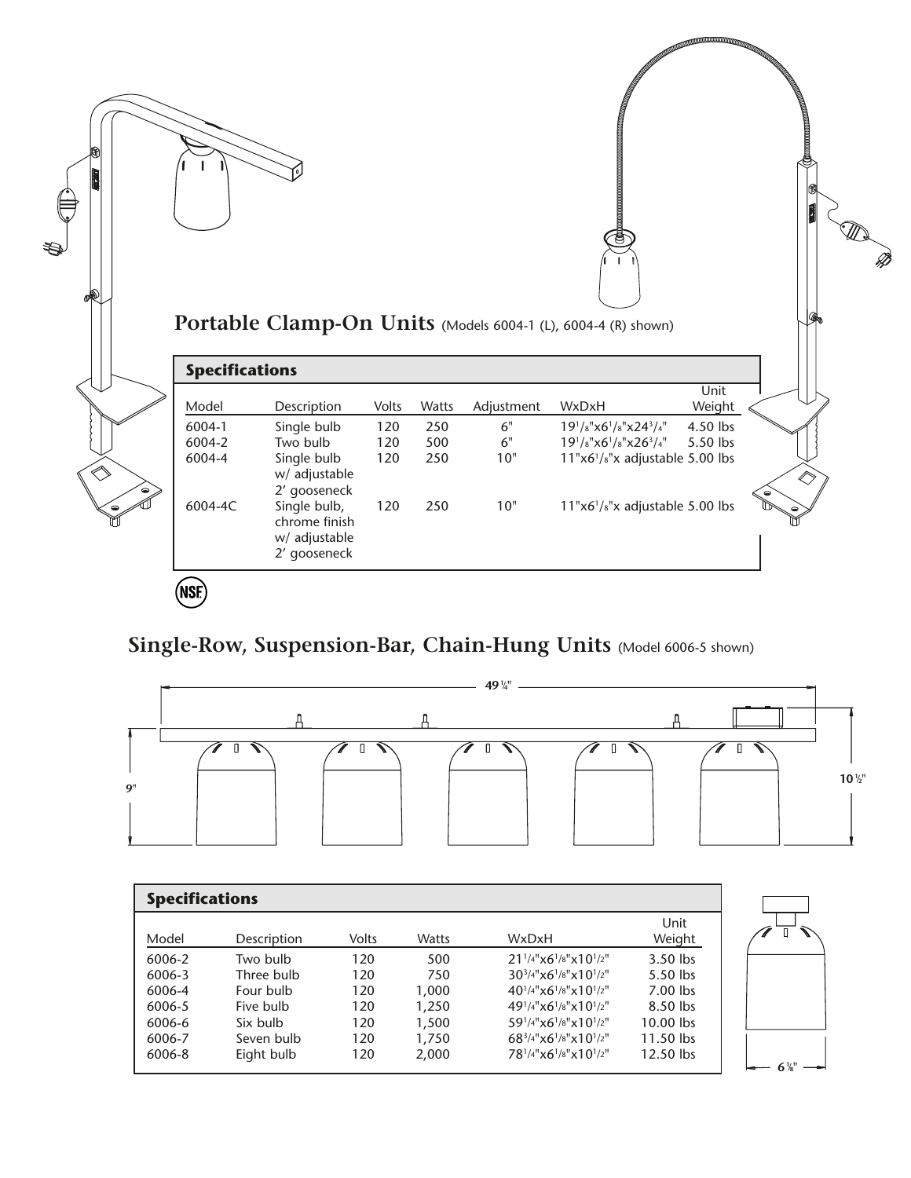## Portable Clamp-On Units (Models 6004-1 (L), 6004-4 (R) shown)

### Specifications

| Model | Description | Volts | Watts | Adjustment | WxDxH | Unit Weight |
|---|---|---|---|---|---|---|
| 6004-1 | Single bulb | 120 | 250 | 6" | 19 1/8"x6 1/8"x24 3/4" | 4.50 lbs |
| 6004-2 | Two bulb | 120 | 500 | 6" | 19 1/8"x6 1/8"x26 3/4" | 5.50 lbs |
| 6004-4 | Single bulb w/ adjustable 2' gooseneck | 120 | 250 | 10" | 11"x6 1/8"x adjustable | 5.00 lbs |
| 6004-4C | Single bulb, chrome finish w/ adjustable 2' gooseneck | 120 | 250 | 10" | 11"x6 1/8"x adjustable | 5.00 lbs |

NSF

## Single-Row, Suspension-Bar, Chain-Hung Units (Model 6006-5 shown)

49 1/4"

9"

10 1/2"

### Specifications

| Model | Description | Volts | Watts | WxDxH | Unit Weight |
|---|---|---|---|---|---|
| 6006-2 | Two bulb | 120 | 500 | 21 1/4"x6 1/8"x10 1/2" | 3.50 lbs |
| 6006-3 | Three bulb | 120 | 750 | 30 3/4"x6 1/8"x10 1/2" | 5.50 lbs |
| 6006-4 | Four bulb | 120 | 1,000 | 40 1/4"x6 1/8"x10 1/2" | 7.00 lbs |
| 6006-5 | Five bulb | 120 | 1,250 | 49 1/4"x6 1/8"x10 1/2" | 8.50 lbs |
| 6006-6 | Six bulb | 120 | 1,500 | 59 1/4"x6 1/8"x10 1/2" | 10.00 lbs |
| 6006-7 | Seven bulb | 120 | 1,750 | 68 3/4"x6 1/8"x10 1/2" | 11.50 lbs |
| 6006-8 | Eight bulb | 120 | 2,000 | 78 1/4"x6 1/8"x10 1/2" | 12.50 lbs |

6 1/8"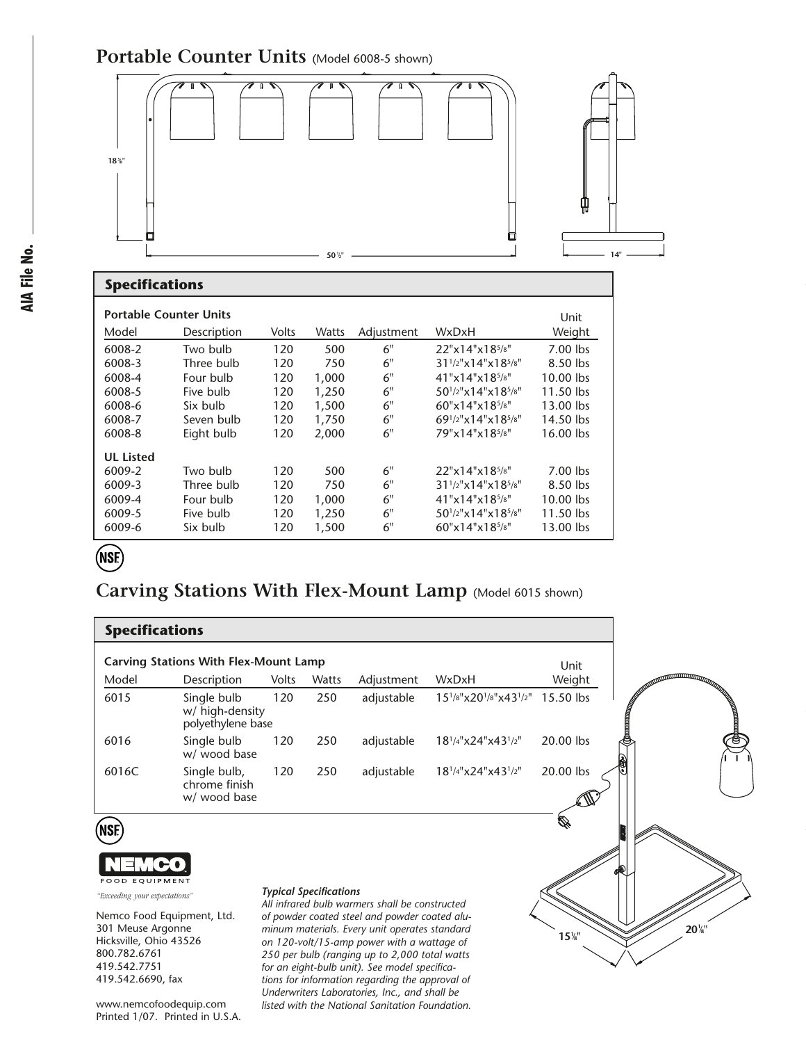## Portable Counter Units (Model 6008-5 shown)

18⅝"

50½"

14"

### Specifications

| Model | Description | Volts | Watts | Adjustment | WxDxH | Unit Weight |
|---|---|---|---|---|---|---|
| **Portable Counter Units** | | | | | | |
| 6008-2 | Two bulb | 120 | 500 | 6" | 22"x14"x18⅝" | 7.00 lbs |
| 6008-3 | Three bulb | 120 | 750 | 6" | 31½"x14"x18⅝" | 8.50 lbs |
| 6008-4 | Four bulb | 120 | 1,000 | 6" | 41"x14"x18⅝" | 10.00 lbs |
| 6008-5 | Five bulb | 120 | 1,250 | 6" | 50½"x14"x18⅝" | 11.50 lbs |
| 6008-6 | Six bulb | 120 | 1,500 | 6" | 60"x14"x18⅝" | 13.00 lbs |
| 6008-7 | Seven bulb | 120 | 1,750 | 6" | 69½"x14"x18⅝" | 14.50 lbs |
| 6008-8 | Eight bulb | 120 | 2,000 | 6" | 79"x14"x18⅝" | 16.00 lbs |
| **UL Listed** | | | | | | |
| 6009-2 | Two bulb | 120 | 500 | 6" | 22"x14"x18⅝" | 7.00 lbs |
| 6009-3 | Three bulb | 120 | 750 | 6" | 31½"x14"x18⅝" | 8.50 lbs |
| 6009-4 | Four bulb | 120 | 1,000 | 6" | 41"x14"x18⅝" | 10.00 lbs |
| 6009-5 | Five bulb | 120 | 1,250 | 6" | 50½"x14"x18⅝" | 11.50 lbs |
| 6009-6 | Six bulb | 120 | 1,500 | 6" | 60"x14"x18⅝" | 13.00 lbs |

NSF

## Carving Stations With Flex-Mount Lamp (Model 6015 shown)

### Specifications

| Model | Description | Volts | Watts | Adjustment | WxDxH | Unit Weight |
|---|---|---|---|---|---|---|
| **Carving Stations With Flex-Mount Lamp** | | | | | | |
| 6015 | Single bulb w/ high-density polyethylene base | 120 | 250 | adjustable | 15⅛"x20⅛"x43½" | 15.50 lbs |
| 6016 | Single bulb w/ wood base | 120 | 250 | adjustable | 18¼"x24"x43½" | 20.00 lbs |
| 6016C | Single bulb, chrome finish w/ wood base | 120 | 250 | adjustable | 18¼"x24"x43½" | 20.00 lbs |

15⅛"

20⅛"

NSF

NEMCO FOOD EQUIPMENT

*"Exceeding your expectations"*

Nemco Food Equipment, Ltd.
301 Meuse Argonne
Hicksville, Ohio 43526
800.782.6761
419.542.7751
419.542.6690, fax

www.nemcofoodequip.com
Printed 1/07. Printed in U.S.A.

***Typical Specifications***

*All infrared bulb warmers shall be constructed of powder coated steel and powder coated aluminum materials. Every unit operates standard on 120-volt/15-amp power with a wattage of 250 per bulb (ranging up to 2,000 total watts for an eight-bulb unit). See model specifications for information regarding the approval of Underwriters Laboratories, Inc., and shall be listed with the National Sanitation Foundation.*

AIA File No.